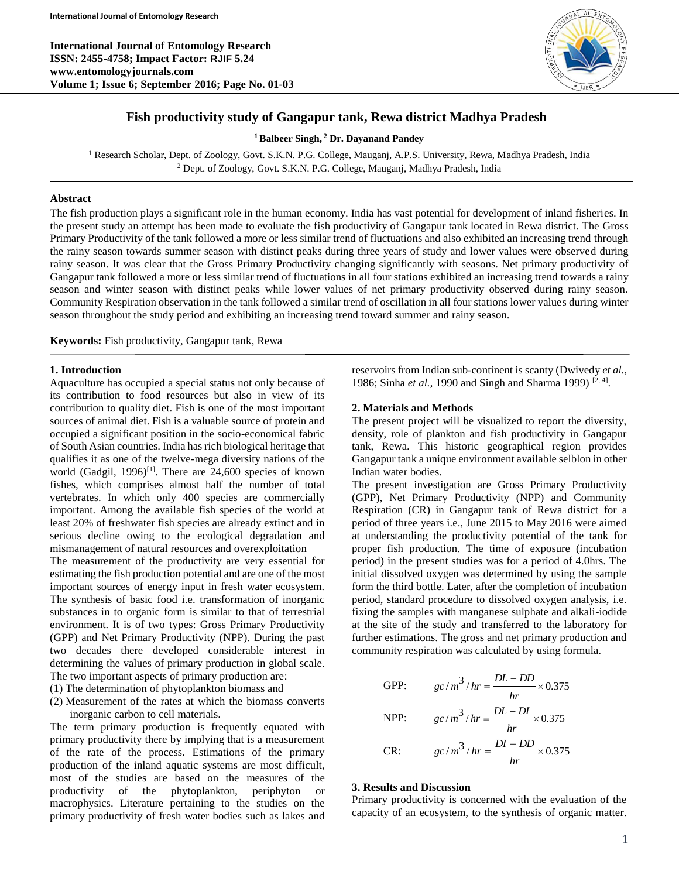# Fish productivity study of Gangapur tank, Rewa district Madhya Pradesh

**[1] Balbeer Singh, [2] Dr. Dayanand Pandey**

[1] Research Scholar, Dept. of Zoology, Govt. S.K.N. P.G. College, Mauganj, A.P.S. University, Rewa, Madhya Pradesh, India
[2] Dept. of Zoology, Govt. S.K.N. P.G. College, Mauganj, Madhya Pradesh, India

## Abstract

The fish production plays a significant role in the human economy. India has vast potential for development of inland fisheries. In the present study an attempt has been made to evaluate the fish productivity of Gangapur tank located in Rewa district. The Gross Primary Productivity of the tank followed a more or less similar trend of fluctuations and also exhibited an increasing trend through the rainy season towards summer season with distinct peaks during three years of study and lower values were observed during rainy season. It was clear that the Gross Primary Productivity changing significantly with seasons. Net primary productivity of Gangapur tank followed a more or less similar trend of fluctuations in all four stations exhibited an increasing trend towards a rainy season and winter season with distinct peaks while lower values of net primary productivity observed during rainy season. Community Respiration observation in the tank followed a similar trend of oscillation in all four stations lower values during winter season throughout the study period and exhibiting an increasing trend toward summer and rainy season.

**Keywords:** Fish productivity, Gangapur tank, Rewa

## 1. Introduction

Aquaculture has occupied a special status not only because of its contribution to food resources but also in view of its contribution to quality diet. Fish is one of the most important sources of animal diet. Fish is a valuable source of protein and occupied a significant position in the socio-economical fabric of South Asian countries. India has rich biological heritage that qualifies it as one of the twelve-mega diversity nations of the world (Gadgil, 1996)[1]. There are 24,600 species of known fishes, which comprises almost half the number of total vertebrates. In which only 400 species are commercially important. Among the available fish species of the world at least 20% of freshwater fish species are already extinct and in serious decline owing to the ecological degradation and mismanagement of natural resources and overexploitation

The measurement of the productivity are very essential for estimating the fish production potential and are one of the most important sources of energy input in fresh water ecosystem. The synthesis of basic food i.e. transformation of inorganic substances in to organic form is similar to that of terrestrial environment. It is of two types: Gross Primary Productivity (GPP) and Net Primary Productivity (NPP). During the past two decades there developed considerable interest in determining the values of primary production in global scale. The two important aspects of primary production are:

(1) The determination of phytoplankton biomass and
(2) Measurement of the rates at which the biomass converts inorganic carbon to cell materials.

The term primary production is frequently equated with primary productivity there by implying that is a measurement of the rate of the process. Estimations of the primary production of the inland aquatic systems are most difficult, most of the studies are based on the measures of the productivity of the phytoplankton, periphyton or macrophysics. Literature pertaining to the studies on the primary productivity of fresh water bodies such as lakes and reservoirs from Indian sub-continent is scanty (Dwivedy *et al.*, 1986; Sinha *et al.*, 1990 and Singh and Sharma 1999) [2, 4].

## 2. Materials and Methods

The present project will be visualized to report the diversity, density, role of plankton and fish productivity in Gangapur tank, Rewa. This historic geographical region provides Gangapur tank a unique environment available selblon in other Indian water bodies.

The present investigation are Gross Primary Productivity (GPP), Net Primary Productivity (NPP) and Community Respiration (CR) in Gangapur tank of Rewa district for a period of three years i.e., June 2015 to May 2016 were aimed at understanding the productivity potential of the tank for proper fish production. The time of exposure (incubation period) in the present studies was for a period of 4.0hrs. The initial dissolved oxygen was determined by using the sample form the third bottle. Later, after the completion of incubation period, standard procedure to dissolved oxygen analysis, i.e. fixing the samples with manganese sulphate and alkali-iodide at the site of the study and transferred to the laboratory for further estimations. The gross and net primary production and community respiration was calculated by using formula.

$$\text{GPP:} \quad gc/m^3/hr = \frac{DL - DD}{hr} \times 0.375$$

$$\text{NPP:} \quad gc/m^3/hr = \frac{DL - DI}{hr} \times 0.375$$

$$\text{CR:} \quad gc/m^3/hr = \frac{DI - DD}{hr} \times 0.375$$

## 3. Results and Discussion

Primary productivity is concerned with the evaluation of the capacity of an ecosystem, to the synthesis of organic matter.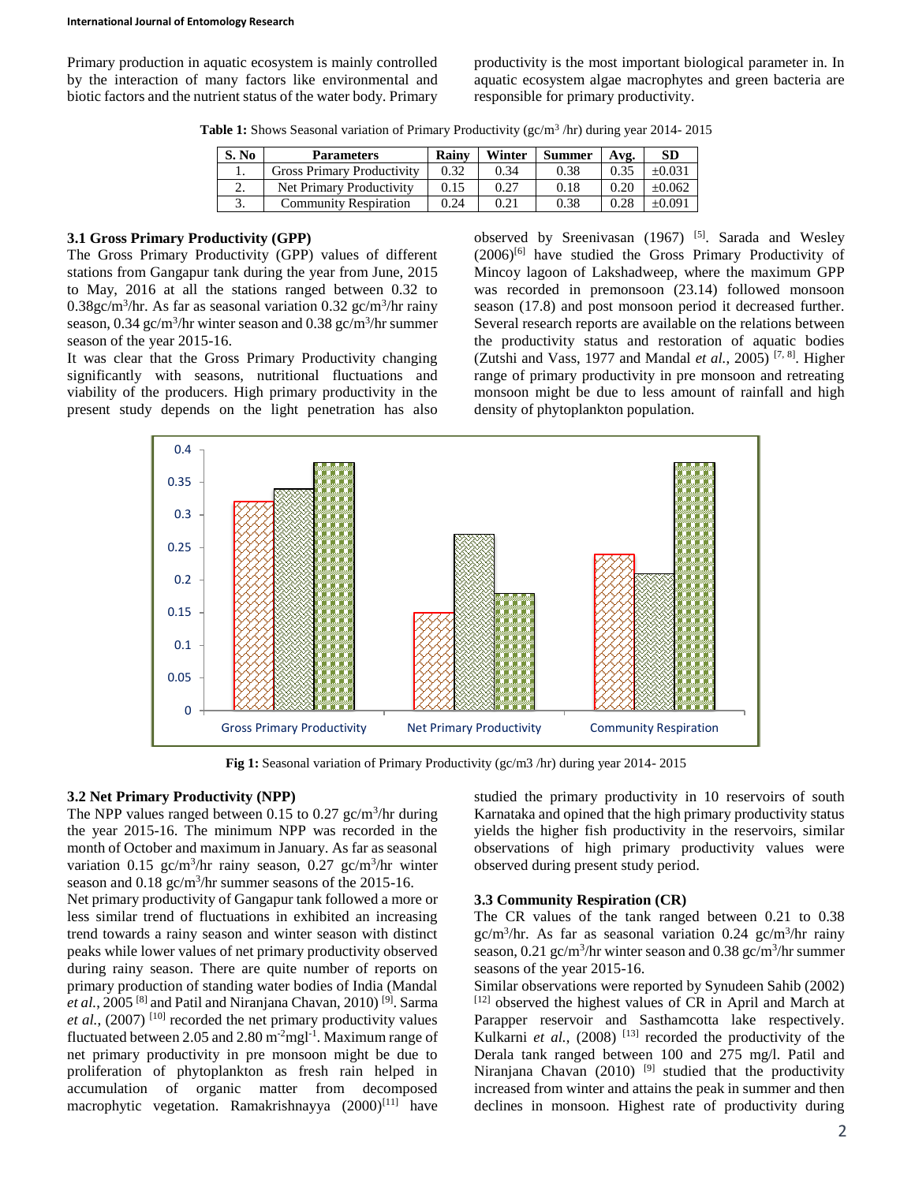Primary production in aquatic ecosystem is mainly controlled by the interaction of many factors like environmental and biotic factors and the nutrient status of the water body. Primary productivity is the most important biological parameter in. In aquatic ecosystem algae macrophytes and green bacteria are responsible for primary productivity.

**Table 1:** Shows Seasonal variation of Primary Productivity (gc/m$^3$ /hr) during year 2014- 2015

| S. No | Parameters | Rainy | Winter | Summer | Avg. | SD |
|---|---|---|---|---|---|---|
| 1. | Gross Primary Productivity | 0.32 | 0.34 | 0.38 | 0.35 | ±0.031 |
| 2. | Net Primary Productivity | 0.15 | 0.27 | 0.18 | 0.20 | ±0.062 |
| 3. | Community Respiration | 0.24 | 0.21 | 0.38 | 0.28 | ±0.091 |

### 3.1 Gross Primary Productivity (GPP)

The Gross Primary Productivity (GPP) values of different stations from Gangapur tank during the year from June, 2015 to May, 2016 at all the stations ranged between 0.32 to 0.38gc/m$^3$/hr. As far as seasonal variation 0.32 gc/m$^3$/hr rainy season, 0.34 gc/m$^3$/hr winter season and 0.38 gc/m$^3$/hr summer season of the year 2015-16.

It was clear that the Gross Primary Productivity changing significantly with seasons, nutritional fluctuations and viability of the producers. High primary productivity in the present study depends on the light penetration has also observed by Sreenivasan (1967) [5]. Sarada and Wesley (2006)[6] have studied the Gross Primary Productivity of Mincoy lagoon of Lakshadweep, where the maximum GPP was recorded in premonsoon (23.14) followed monsoon season (17.8) and post monsoon period it decreased further. Several research reports are available on the relations between the productivity status and restoration of aquatic bodies (Zutshi and Vass, 1977 and Mandal *et al.*, 2005) [7, 8]. Higher range of primary productivity in pre monsoon and retreating monsoon might be due to less amount of rainfall and high density of phytoplankton population.

**Fig 1:** Seasonal variation of Primary Productivity (gc/m3 /hr) during year 2014- 2015

### 3.2 Net Primary Productivity (NPP)

The NPP values ranged between 0.15 to 0.27 gc/m$^3$/hr during the year 2015-16. The minimum NPP was recorded in the month of October and maximum in January. As far as seasonal variation 0.15 gc/m$^3$/hr rainy season, 0.27 gc/m$^3$/hr winter season and 0.18 gc/m$^3$/hr summer seasons of the 2015-16.

Net primary productivity of Gangapur tank followed a more or less similar trend of fluctuations in exhibited an increasing trend towards a rainy season and winter season with distinct peaks while lower values of net primary productivity observed during rainy season. There are quite number of reports on primary production of standing water bodies of India (Mandal *et al.*, 2005 [8] and Patil and Niranjana Chavan, 2010) [9]. Sarma *et al.*, (2007) [10] recorded the net primary productivity values fluctuated between 2.05 and 2.80 m$^{-2}$mgl$^{-1}$. Maximum range of net primary productivity in pre monsoon might be due to proliferation of phytoplankton as fresh rain helped in accumulation of organic matter from decomposed macrophytic vegetation. Ramakrishnayya (2000)[11] have studied the primary productivity in 10 reservoirs of south Karnataka and opined that the high primary productivity status yields the higher fish productivity in the reservoirs, similar observations of high primary productivity values were observed during present study period.

### 3.3 Community Respiration (CR)

The CR values of the tank ranged between 0.21 to 0.38 gc/m$^3$/hr. As far as seasonal variation 0.24 gc/m$^3$/hr rainy season, 0.21 gc/m$^3$/hr winter season and 0.38 gc/m$^3$/hr summer seasons of the year 2015-16.

Similar observations were reported by Synudeen Sahib (2002) [12] observed the highest values of CR in April and March at Parapper reservoir and Sasthamcotta lake respectively. Kulkarni *et al.*, (2008) [13] recorded the productivity of the Derala tank ranged between 100 and 275 mg/l. Patil and Niranjana Chavan (2010) [9] studied that the productivity increased from winter and attains the peak in summer and then declines in monsoon. Highest rate of productivity during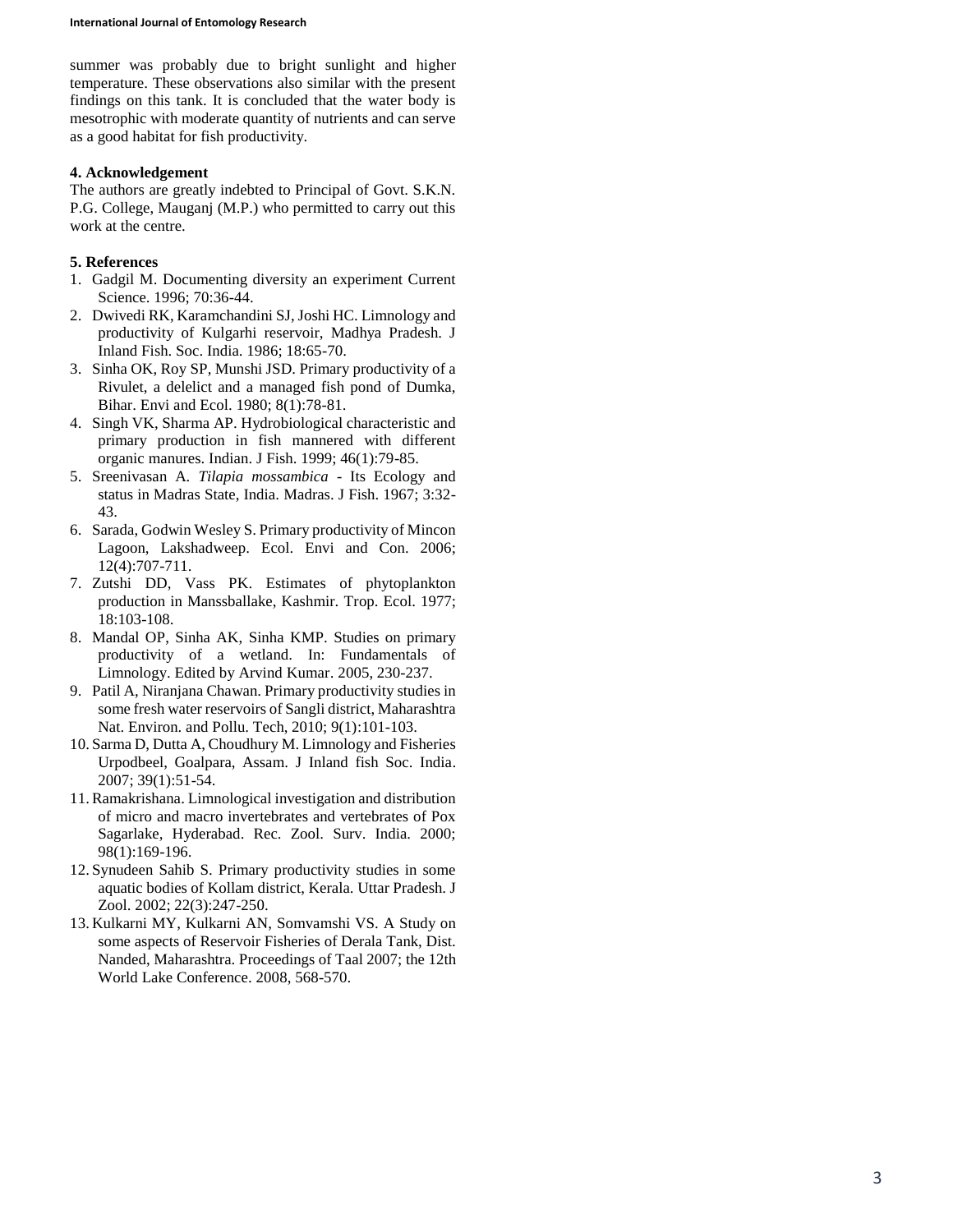summer was probably due to bright sunlight and higher temperature. These observations also similar with the present findings on this tank. It is concluded that the water body is mesotrophic with moderate quantity of nutrients and can serve as a good habitat for fish productivity.

## 4. Acknowledgement

The authors are greatly indebted to Principal of Govt. S.K.N. P.G. College, Mauganj (M.P.) who permitted to carry out this work at the centre.

## 5. References

1. Gadgil M. Documenting diversity an experiment Current Science. 1996; 70:36-44.
2. Dwivedi RK, Karamchandini SJ, Joshi HC. Limnology and productivity of Kulgarhi reservoir, Madhya Pradesh. J Inland Fish. Soc. India. 1986; 18:65-70.
3. Sinha OK, Roy SP, Munshi JSD. Primary productivity of a Rivulet, a delelict and a managed fish pond of Dumka, Bihar. Envi and Ecol. 1980; 8(1):78-81.
4. Singh VK, Sharma AP. Hydrobiological characteristic and primary production in fish mannered with different organic manures. Indian. J Fish. 1999; 46(1):79-85.
5. Sreenivasan A. *Tilapia mossambica* - Its Ecology and status in Madras State, India. Madras. J Fish. 1967; 3:32-43.
6. Sarada, Godwin Wesley S. Primary productivity of Mincon Lagoon, Lakshadweep. Ecol. Envi and Con. 2006; 12(4):707-711.
7. Zutshi DD, Vass PK. Estimates of phytoplankton production in Manssballake, Kashmir. Trop. Ecol. 1977; 18:103-108.
8. Mandal OP, Sinha AK, Sinha KMP. Studies on primary productivity of a wetland. In: Fundamentals of Limnology. Edited by Arvind Kumar. 2005, 230-237.
9. Patil A, Niranjana Chawan. Primary productivity studies in some fresh water reservoirs of Sangli district, Maharashtra Nat. Environ. and Pollu. Tech, 2010; 9(1):101-103.
10. Sarma D, Dutta A, Choudhury M. Limnology and Fisheries Urpodbeel, Goalpara, Assam. J Inland fish Soc. India. 2007; 39(1):51-54.
11. Ramakrishana. Limnological investigation and distribution of micro and macro invertebrates and vertebrates of Pox Sagarlake, Hyderabad. Rec. Zool. Surv. India. 2000; 98(1):169-196.
12. Synudeen Sahib S. Primary productivity studies in some aquatic bodies of Kollam district, Kerala. Uttar Pradesh. J Zool. 2002; 22(3):247-250.
13. Kulkarni MY, Kulkarni AN, Somvamshi VS. A Study on some aspects of Reservoir Fisheries of Derala Tank, Dist. Nanded, Maharashtra. Proceedings of Taal 2007; the 12th World Lake Conference. 2008, 568-570.